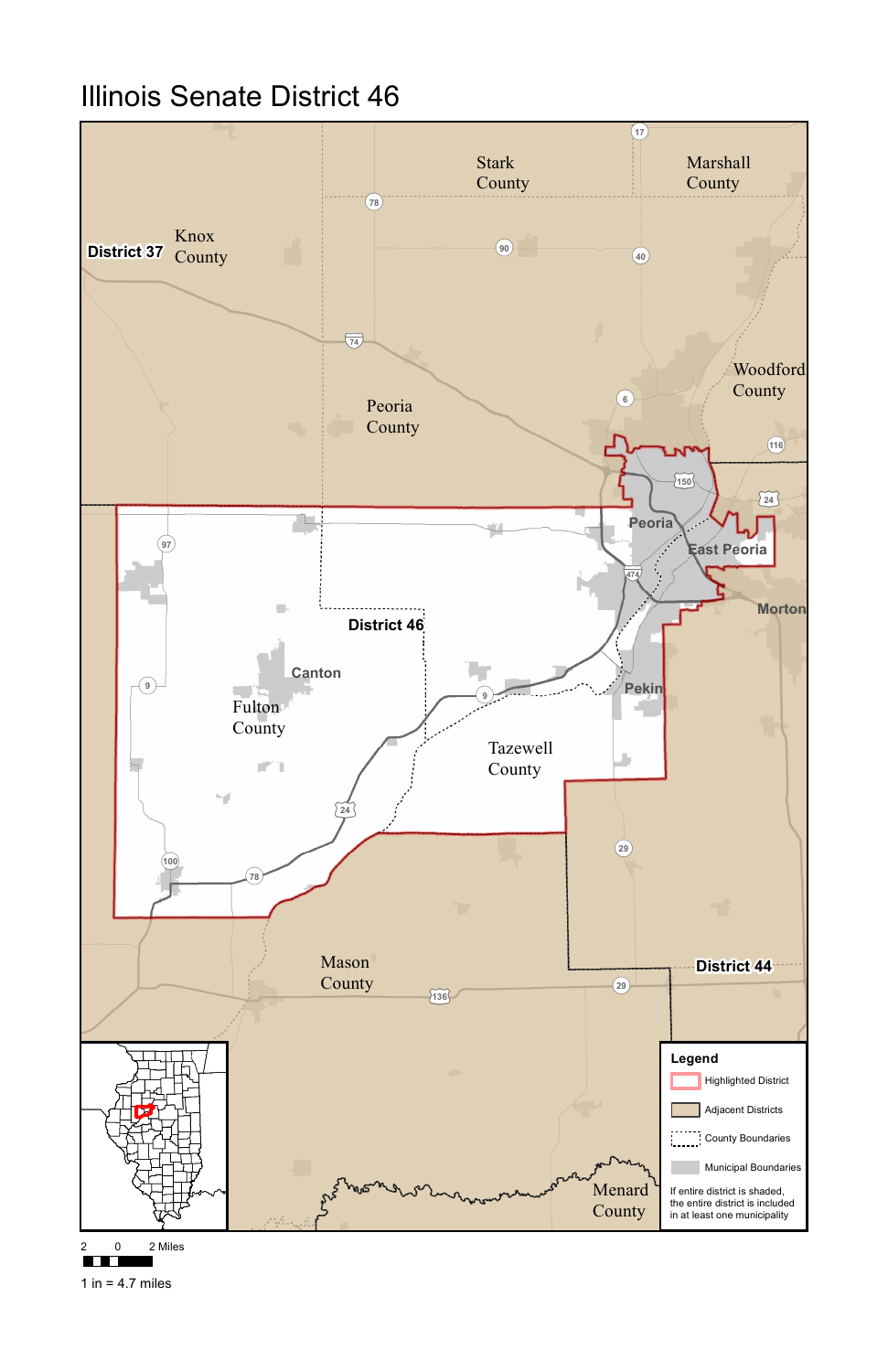# Illinois Senate District 46

Stark County

Marshall County

District 37

Knox County

Peoria County

Woodford County

Peoria

East Peoria

Morton

District 46

Canton

Fulton County

Pekin

Tazewell County

District 44

Mason County

Menard County

17, 78, 90, 40, 74, 6, 116, 150, 24, 97, 474, 9, 9, 24, 29, 100, 78, 136, 29

**Legend**

- Highlighted District
- Adjacent Districts
- County Boundaries
- Municipal Boundaries

If entire district is shaded, the entire district is included in at least one municipality

2 0 2 Miles

1 in = 4.7 miles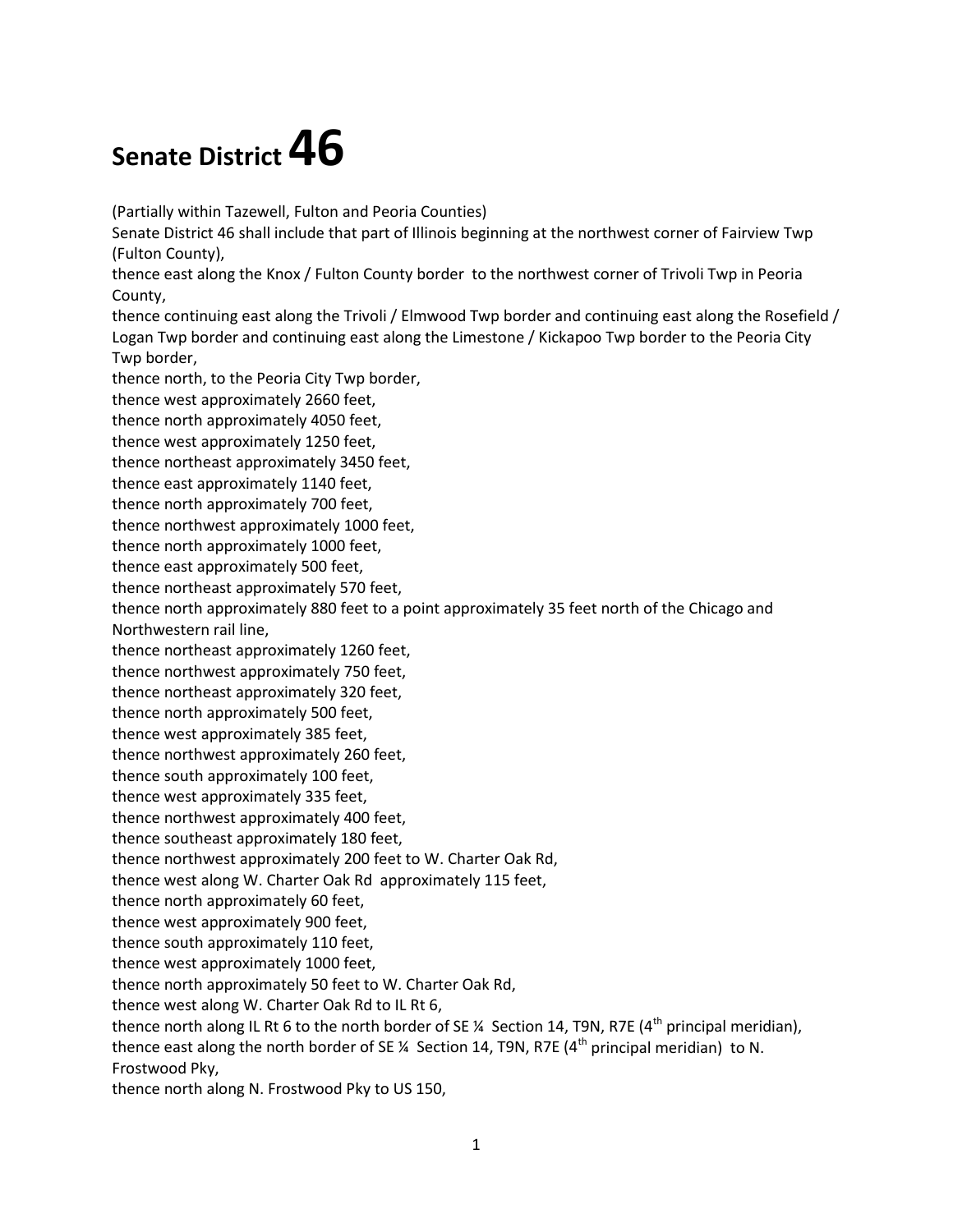# Senate District 46

(Partially within Tazewell, Fulton and Peoria Counties)

Senate District 46 shall include that part of Illinois beginning at the northwest corner of Fairview Twp (Fulton County),

thence east along the Knox / Fulton County border to the northwest corner of Trivoli Twp in Peoria County,

thence continuing east along the Trivoli / Elmwood Twp border and continuing east along the Rosefield / Logan Twp border and continuing east along the Limestone / Kickapoo Twp border to the Peoria City Twp border,

thence north, to the Peoria City Twp border,

thence west approximately 2660 feet,

thence north approximately 4050 feet,

thence west approximately 1250 feet,

thence northeast approximately 3450 feet,

thence east approximately 1140 feet,

thence north approximately 700 feet,

thence northwest approximately 1000 feet,

thence north approximately 1000 feet,

thence east approximately 500 feet,

thence northeast approximately 570 feet,

thence north approximately 880 feet to a point approximately 35 feet north of the Chicago and Northwestern rail line,

thence northeast approximately 1260 feet,

thence northwest approximately 750 feet,

thence northeast approximately 320 feet,

thence north approximately 500 feet,

thence west approximately 385 feet,

thence northwest approximately 260 feet,

thence south approximately 100 feet,

thence west approximately 335 feet,

thence northwest approximately 400 feet,

thence southeast approximately 180 feet,

thence northwest approximately 200 feet to W. Charter Oak Rd,

thence west along W. Charter Oak Rd approximately 115 feet,

thence north approximately 60 feet,

thence west approximately 900 feet,

thence south approximately 110 feet,

thence west approximately 1000 feet,

thence north approximately 50 feet to W. Charter Oak Rd,

thence west along W. Charter Oak Rd to IL Rt 6,

thence north along IL Rt 6 to the north border of SE ¼ Section 14, T9N, R7E (4th principal meridian),

thence east along the north border of SE ¼ Section 14, T9N, R7E (4th principal meridian) to N. Frostwood Pky,

thence north along N. Frostwood Pky to US 150,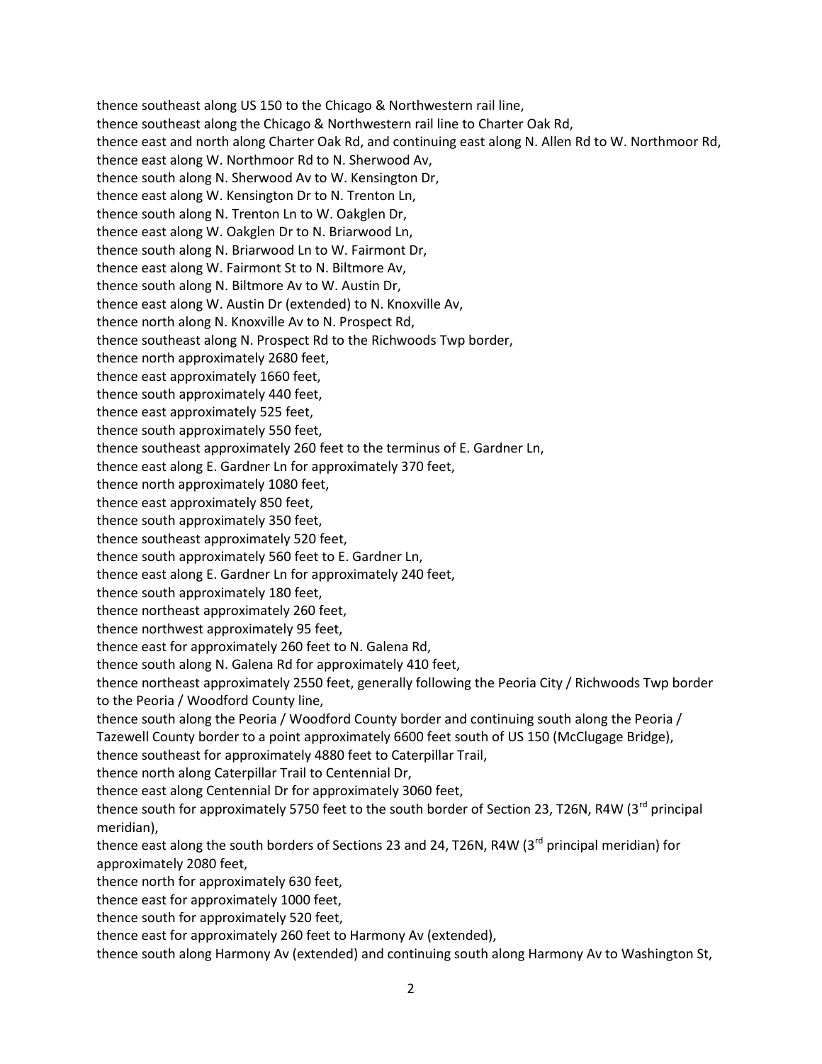thence southeast along US 150 to the Chicago & Northwestern rail line,
thence southeast along the Chicago & Northwestern rail line to Charter Oak Rd,
thence east and north along Charter Oak Rd, and continuing east along N. Allen Rd to W. Northmoor Rd,
thence east along W. Northmoor Rd to N. Sherwood Av,
thence south along N. Sherwood Av to W. Kensington Dr,
thence east along W. Kensington Dr to N. Trenton Ln,
thence south along N. Trenton Ln to W. Oakglen Dr,
thence east along W. Oakglen Dr to N. Briarwood Ln,
thence south along N. Briarwood Ln to W. Fairmont Dr,
thence east along W. Fairmont St to N. Biltmore Av,
thence south along N. Biltmore Av to W. Austin Dr,
thence east along W. Austin Dr (extended) to N. Knoxville Av,
thence north along N. Knoxville Av to N. Prospect Rd,
thence southeast along N. Prospect Rd to the Richwoods Twp border,
thence north approximately 2680 feet,
thence east approximately 1660 feet,
thence south approximately 440 feet,
thence east approximately 525 feet,
thence south approximately 550 feet,
thence southeast approximately 260 feet to the terminus of E. Gardner Ln,
thence east along E. Gardner Ln for approximately 370 feet,
thence north approximately 1080 feet,
thence east approximately 850 feet,
thence south approximately 350 feet,
thence southeast approximately 520 feet,
thence south approximately 560 feet to E. Gardner Ln,
thence east along E. Gardner Ln for approximately 240 feet,
thence south approximately 180 feet,
thence northeast approximately 260 feet,
thence northwest approximately 95 feet,
thence east for approximately 260 feet to N. Galena Rd,
thence south along N. Galena Rd for approximately 410 feet,
thence northeast approximately 2550 feet, generally following the Peoria City / Richwoods Twp border to the Peoria / Woodford County line,
thence south along the Peoria / Woodford County border and continuing south along the Peoria / Tazewell County border to a point approximately 6600 feet south of US 150 (McClugage Bridge),
thence southeast for approximately 4880 feet to Caterpillar Trail,
thence north along Caterpillar Trail to Centennial Dr,
thence east along Centennial Dr for approximately 3060 feet,
thence south for approximately 5750 feet to the south border of Section 23, T26N, R4W (3rd principal meridian),
thence east along the south borders of Sections 23 and 24, T26N, R4W (3rd principal meridian) for approximately 2080 feet,
thence north for approximately 630 feet,
thence east for approximately 1000 feet,
thence south for approximately 520 feet,
thence east for approximately 260 feet to Harmony Av (extended),
thence south along Harmony Av (extended) and continuing south along Harmony Av to Washington St,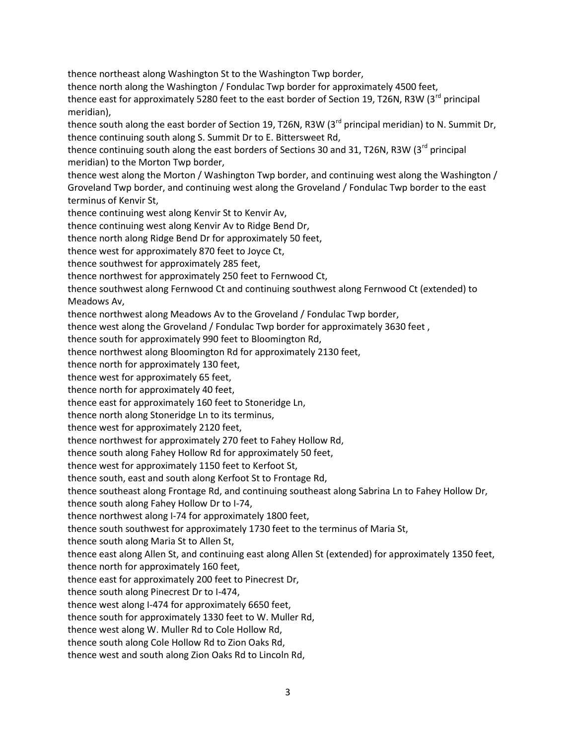thence northeast along Washington St to the Washington Twp border,
thence north along the Washington / Fondulac Twp border for approximately 4500 feet,
thence east for approximately 5280 feet to the east border of Section 19, T26N, R3W (3rd principal meridian),
thence south along the east border of Section 19, T26N, R3W (3rd principal meridian) to N. Summit Dr,
thence continuing south along S. Summit Dr to E. Bittersweet Rd,
thence continuing south along the east borders of Sections 30 and 31, T26N, R3W (3rd principal meridian) to the Morton Twp border,
thence west along the Morton / Washington Twp border, and continuing west along the Washington / Groveland Twp border, and continuing west along the Groveland / Fondulac Twp border to the east terminus of Kenvir St,
thence continuing west along Kenvir St to Kenvir Av,
thence continuing west along Kenvir Av to Ridge Bend Dr,
thence north along Ridge Bend Dr for approximately 50 feet,
thence west for approximately 870 feet to Joyce Ct,
thence southwest for approximately 285 feet,
thence northwest for approximately 250 feet to Fernwood Ct,
thence southwest along Fernwood Ct and continuing southwest along Fernwood Ct (extended) to Meadows Av,
thence northwest along Meadows Av to the Groveland / Fondulac Twp border,
thence west along the Groveland / Fondulac Twp border for approximately 3630 feet ,
thence south for approximately 990 feet to Bloomington Rd,
thence northwest along Bloomington Rd for approximately 2130 feet,
thence north for approximately 130 feet,
thence west for approximately 65 feet,
thence north for approximately 40 feet,
thence east for approximately 160 feet to Stoneridge Ln,
thence north along Stoneridge Ln to its terminus,
thence west for approximately 2120 feet,
thence northwest for approximately 270 feet to Fahey Hollow Rd,
thence south along Fahey Hollow Rd for approximately 50 feet,
thence west for approximately 1150 feet to Kerfoot St,
thence south, east and south along Kerfoot St to Frontage Rd,
thence southeast along Frontage Rd, and continuing southeast along Sabrina Ln to Fahey Hollow Dr,
thence south along Fahey Hollow Dr to I-74,
thence northwest along I-74 for approximately 1800 feet,
thence south southwest for approximately 1730 feet to the terminus of Maria St,
thence south along Maria St to Allen St,
thence east along Allen St, and continuing east along Allen St (extended) for approximately 1350 feet,
thence north for approximately 160 feet,
thence east for approximately 200 feet to Pinecrest Dr,
thence south along Pinecrest Dr to I-474,
thence west along I-474 for approximately 6650 feet,
thence south for approximately 1330 feet to W. Muller Rd,
thence west along W. Muller Rd to Cole Hollow Rd,
thence south along Cole Hollow Rd to Zion Oaks Rd,
thence west and south along Zion Oaks Rd to Lincoln Rd,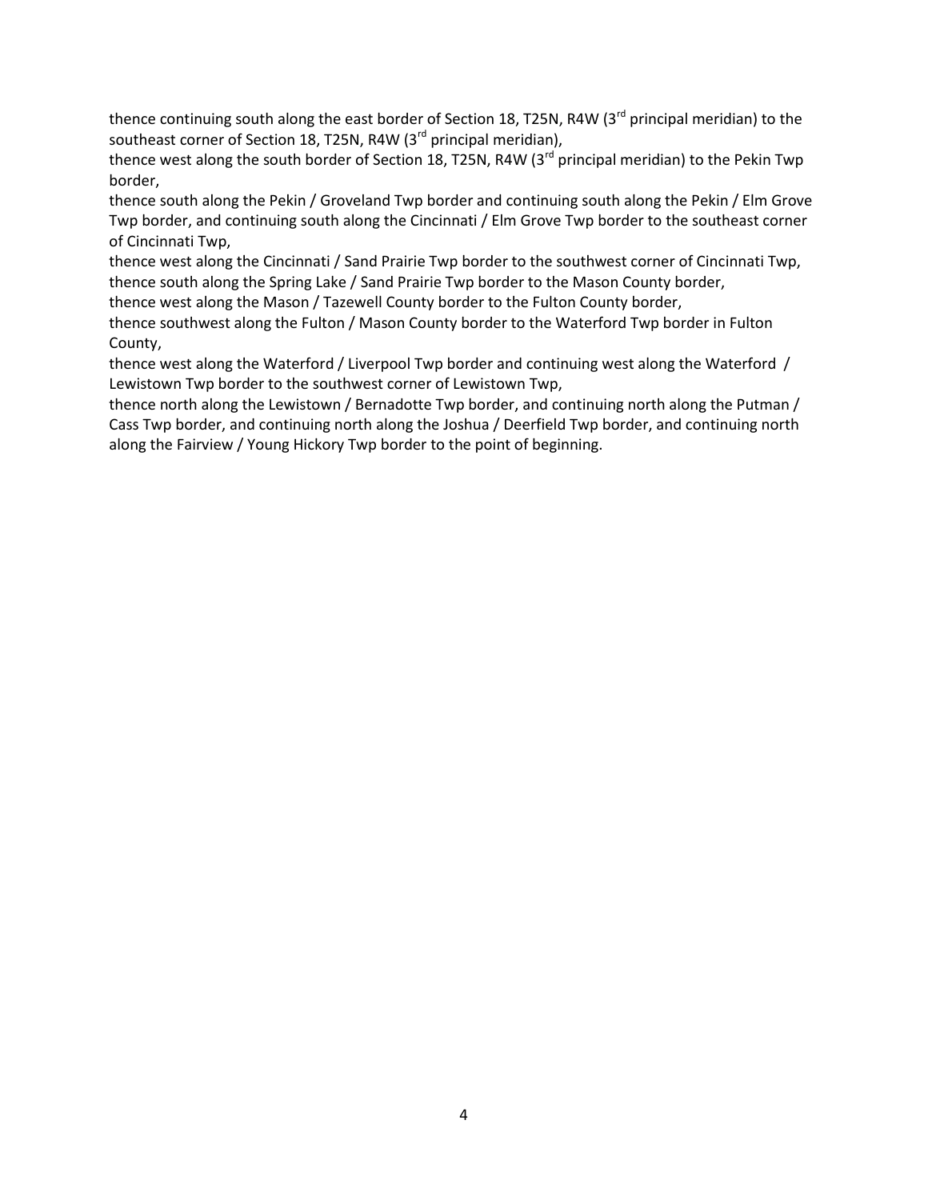thence continuing south along the east border of Section 18, T25N, R4W (3rd principal meridian) to the southeast corner of Section 18, T25N, R4W (3rd principal meridian),
thence west along the south border of Section 18, T25N, R4W (3rd principal meridian) to the Pekin Twp border,
thence south along the Pekin / Groveland Twp border and continuing south along the Pekin / Elm Grove Twp border, and continuing south along the Cincinnati / Elm Grove Twp border to the southeast corner of Cincinnati Twp,
thence west along the Cincinnati / Sand Prairie Twp border to the southwest corner of Cincinnati Twp,
thence south along the Spring Lake / Sand Prairie Twp border to the Mason County border,
thence west along the Mason / Tazewell County border to the Fulton County border,
thence southwest along the Fulton / Mason County border to the Waterford Twp border in Fulton County,
thence west along the Waterford / Liverpool Twp border and continuing west along the Waterford / Lewistown Twp border to the southwest corner of Lewistown Twp,
thence north along the Lewistown / Bernadotte Twp border, and continuing north along the Putman / Cass Twp border, and continuing north along the Joshua / Deerfield Twp border, and continuing north along the Fairview / Young Hickory Twp border to the point of beginning.